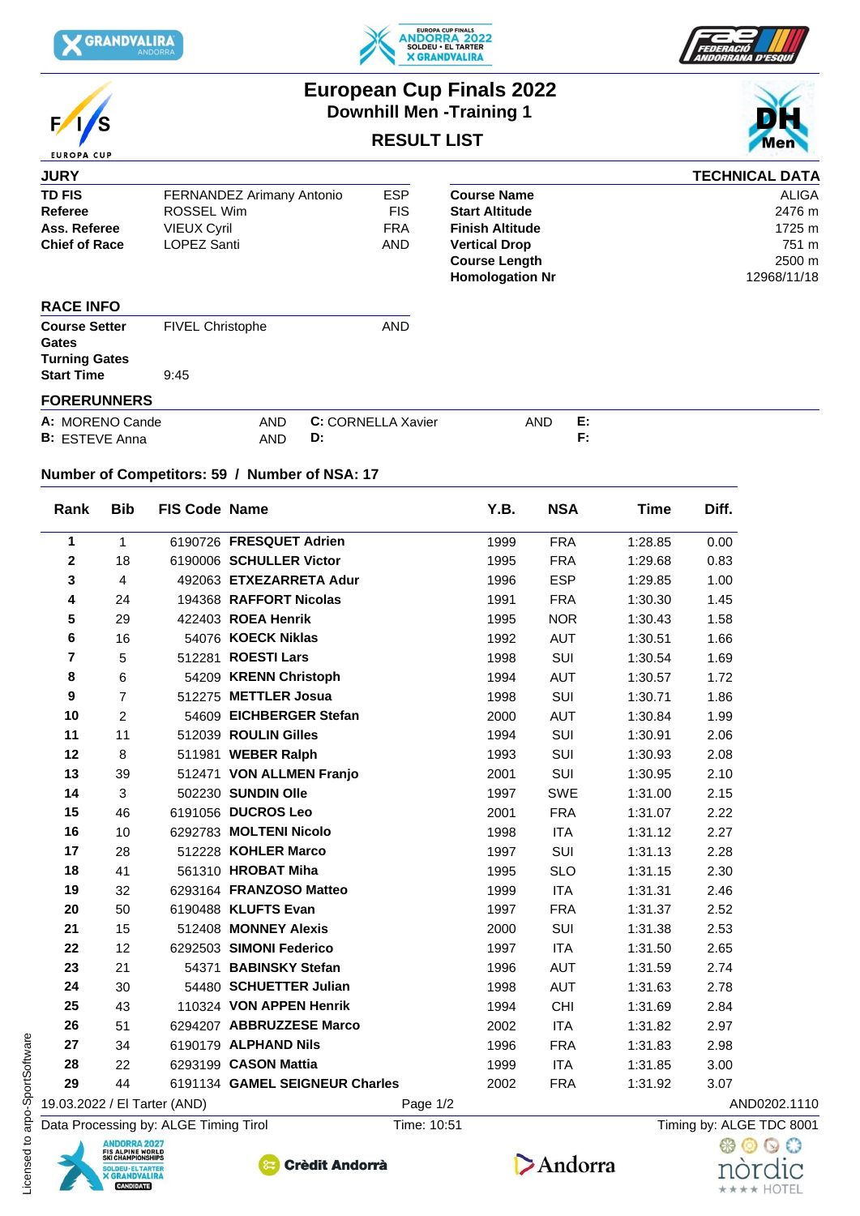# European Cup Finals 2022

## Downhill Men -Training 1

### RESULT LIST

**JURY**

| | | |
|---|---|---|
| **TD FIS** | FERNANDEZ Arimany Antonio | ESP |
| **Referee** | ROSSEL Wim | FIS |
| **Ass. Referee** | VIEUX Cyril | FRA |
| **Chief of Race** | LOPEZ Santi | AND |

**TECHNICAL DATA**

| | |
|---|---|
| **Course Name** | ALIGA |
| **Start Altitude** | 2476 m |
| **Finish Altitude** | 1725 m |
| **Vertical Drop** | 751 m |
| **Course Length** | 2500 m |
| **Homologation Nr** | 12968/11/18 |

**RACE INFO**

| | | |
|---|---|---|
| **Course Setter** | FIVEL Christophe | AND |
| **Gates** | | |
| **Turning Gates** | | |
| **Start Time** | 9:45 | |

**FORERUNNERS**

**A:** MORENO Cande AND
**B:** ESTEVE Anna AND
**C:** CORNELLA Xavier AND
**D:**
**E:**
**F:**

**Number of Competitors: 59 / Number of NSA: 17**

| Rank | Bib | FIS Code | Name | Y.B. | NSA | Time | Diff. |
|---|---|---|---|---|---|---|---|
| 1 | 1 | 6190726 | FRESQUET Adrien | 1999 | FRA | 1:28.85 | 0.00 |
| 2 | 18 | 6190006 | SCHULLER Victor | 1995 | FRA | 1:29.68 | 0.83 |
| 3 | 4 | 492063 | ETXEZARRETA Adur | 1996 | ESP | 1:29.85 | 1.00 |
| 4 | 24 | 194368 | RAFFORT Nicolas | 1991 | FRA | 1:30.30 | 1.45 |
| 5 | 29 | 422403 | ROEA Henrik | 1995 | NOR | 1:30.43 | 1.58 |
| 6 | 16 | 54076 | KOECK Niklas | 1992 | AUT | 1:30.51 | 1.66 |
| 7 | 5 | 512281 | ROESTI Lars | 1998 | SUI | 1:30.54 | 1.69 |
| 8 | 6 | 54209 | KRENN Christoph | 1994 | AUT | 1:30.57 | 1.72 |
| 9 | 7 | 512275 | METTLER Josua | 1998 | SUI | 1:30.71 | 1.86 |
| 10 | 2 | 54609 | EICHBERGER Stefan | 2000 | AUT | 1:30.84 | 1.99 |
| 11 | 11 | 512039 | ROULIN Gilles | 1994 | SUI | 1:30.91 | 2.06 |
| 12 | 8 | 511981 | WEBER Ralph | 1993 | SUI | 1:30.93 | 2.08 |
| 13 | 39 | 512471 | VON ALLMEN Franjo | 2001 | SUI | 1:30.95 | 2.10 |
| 14 | 3 | 502230 | SUNDIN Olle | 1997 | SWE | 1:31.00 | 2.15 |
| 15 | 46 | 6191056 | DUCROS Leo | 2001 | FRA | 1:31.07 | 2.22 |
| 16 | 10 | 6292783 | MOLTENI Nicolo | 1998 | ITA | 1:31.12 | 2.27 |
| 17 | 28 | 512228 | KOHLER Marco | 1997 | SUI | 1:31.13 | 2.28 |
| 18 | 41 | 561310 | HROBAT Miha | 1995 | SLO | 1:31.15 | 2.30 |
| 19 | 32 | 6293164 | FRANZOSO Matteo | 1999 | ITA | 1:31.31 | 2.46 |
| 20 | 50 | 6190488 | KLUFTS Evan | 1997 | FRA | 1:31.37 | 2.52 |
| 21 | 15 | 512408 | MONNEY Alexis | 2000 | SUI | 1:31.38 | 2.53 |
| 22 | 12 | 6292503 | SIMONI Federico | 1997 | ITA | 1:31.50 | 2.65 |
| 23 | 21 | 54371 | BABINSKY Stefan | 1996 | AUT | 1:31.59 | 2.74 |
| 24 | 30 | 54480 | SCHUETTER Julian | 1998 | AUT | 1:31.63 | 2.78 |
| 25 | 43 | 110324 | VON APPEN Henrik | 1994 | CHI | 1:31.69 | 2.84 |
| 26 | 51 | 6294207 | ABBRUZZESE Marco | 2002 | ITA | 1:31.82 | 2.97 |
| 27 | 34 | 6190179 | ALPHAND Nils | 1996 | FRA | 1:31.83 | 2.98 |
| 28 | 22 | 6293199 | CASON Mattia | 1999 | ITA | 1:31.85 | 3.00 |
| 29 | 44 | 6191134 | GAMEL SEIGNEUR Charles | 2002 | FRA | 1:31.92 | 3.07 |

19.03.2022 / El Tarter (AND) — AND0202.1110

Data Processing by: ALGE Timing Tirol — Time: 10:51 — Timing by: ALGE TDC 8001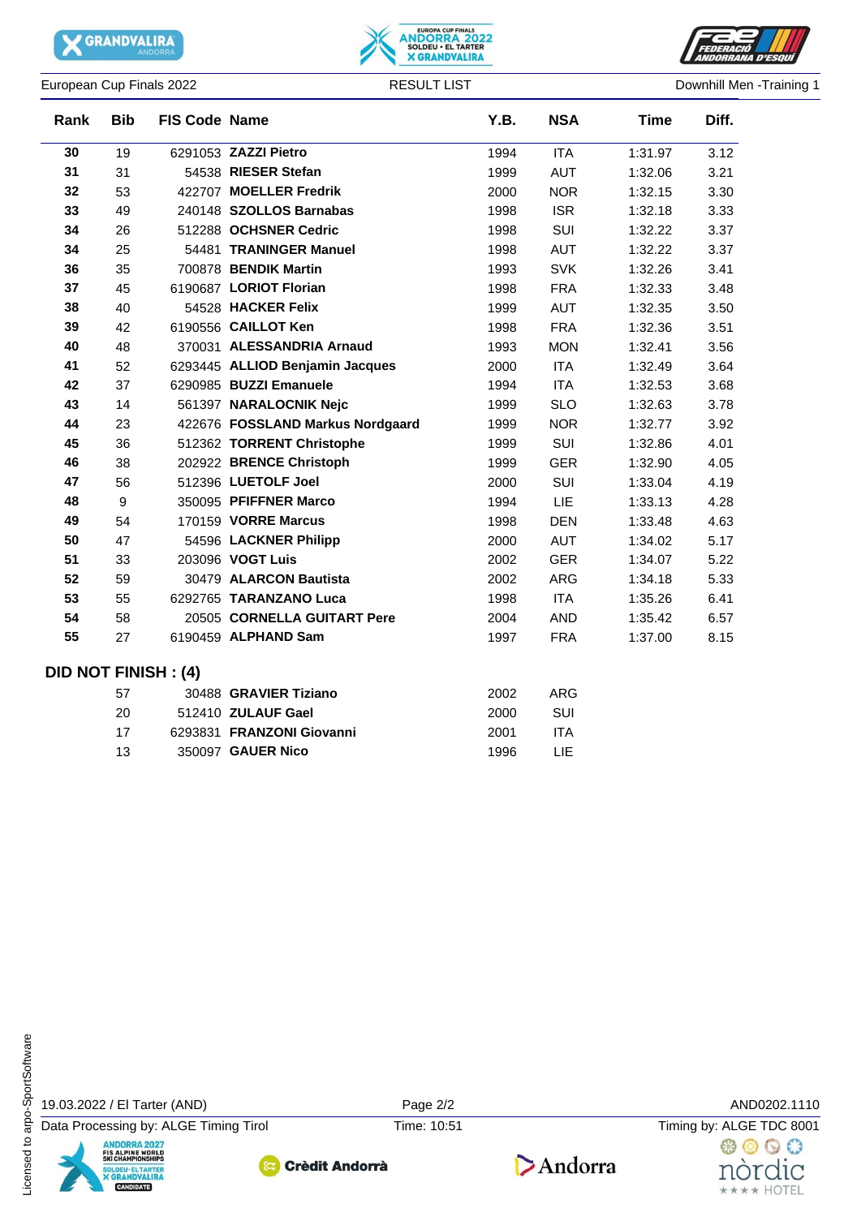European Cup Finals 2022 — RESULT LIST — Downhill Men -Training 1

| Rank | Bib | FIS Code | Name | Y.B. | NSA | Time | Diff. |
|---|---|---|---|---|---|---|---|
| 30 | 19 | 6291053 | **ZAZZI Pietro** | 1994 | ITA | 1:31.97 | 3.12 |
| 31 | 31 | 54538 | **RIESER Stefan** | 1999 | AUT | 1:32.06 | 3.21 |
| 32 | 53 | 422707 | **MOELLER Fredrik** | 2000 | NOR | 1:32.15 | 3.30 |
| 33 | 49 | 240148 | **SZOLLOS Barnabas** | 1998 | ISR | 1:32.18 | 3.33 |
| 34 | 26 | 512288 | **OCHSNER Cedric** | 1998 | SUI | 1:32.22 | 3.37 |
| 34 | 25 | 54481 | **TRANINGER Manuel** | 1998 | AUT | 1:32.22 | 3.37 |
| 36 | 35 | 700878 | **BENDIK Martin** | 1993 | SVK | 1:32.26 | 3.41 |
| 37 | 45 | 6190687 | **LORIOT Florian** | 1998 | FRA | 1:32.33 | 3.48 |
| 38 | 40 | 54528 | **HACKER Felix** | 1999 | AUT | 1:32.35 | 3.50 |
| 39 | 42 | 6190556 | **CAILLOT Ken** | 1998 | FRA | 1:32.36 | 3.51 |
| 40 | 48 | 370031 | **ALESSANDRIA Arnaud** | 1993 | MON | 1:32.41 | 3.56 |
| 41 | 52 | 6293445 | **ALLIOD Benjamin Jacques** | 2000 | ITA | 1:32.49 | 3.64 |
| 42 | 37 | 6290985 | **BUZZI Emanuele** | 1994 | ITA | 1:32.53 | 3.68 |
| 43 | 14 | 561397 | **NARALOCNIK Nejc** | 1999 | SLO | 1:32.63 | 3.78 |
| 44 | 23 | 422676 | **FOSSLAND Markus Nordgaard** | 1999 | NOR | 1:32.77 | 3.92 |
| 45 | 36 | 512362 | **TORRENT Christophe** | 1999 | SUI | 1:32.86 | 4.01 |
| 46 | 38 | 202922 | **BRENCE Christoph** | 1999 | GER | 1:32.90 | 4.05 |
| 47 | 56 | 512396 | **LUETOLF Joel** | 2000 | SUI | 1:33.04 | 4.19 |
| 48 | 9 | 350095 | **PFIFFNER Marco** | 1994 | LIE | 1:33.13 | 4.28 |
| 49 | 54 | 170159 | **VORRE Marcus** | 1998 | DEN | 1:33.48 | 4.63 |
| 50 | 47 | 54596 | **LACKNER Philipp** | 2000 | AUT | 1:34.02 | 5.17 |
| 51 | 33 | 203096 | **VOGT Luis** | 2002 | GER | 1:34.07 | 5.22 |
| 52 | 59 | 30479 | **ALARCON Bautista** | 2002 | ARG | 1:34.18 | 5.33 |
| 53 | 55 | 6292765 | **TARANZANO Luca** | 1998 | ITA | 1:35.26 | 6.41 |
| 54 | 58 | 20505 | **CORNELLA GUITART Pere** | 2004 | AND | 1:35.42 | 6.57 |
| 55 | 27 | 6190459 | **ALPHAND Sam** | 1997 | FRA | 1:37.00 | 8.15 |

**DID NOT FINISH : (4)**

| Bib | FIS Code | Name | Y.B. | NSA |
|---|---|---|---|---|
| 57 | 30488 | **GRAVIER Tiziano** | 2002 | ARG |
| 20 | 512410 | **ZULAUF Gael** | 2000 | SUI |
| 17 | 6293831 | **FRANZONI Giovanni** | 2001 | ITA |
| 13 | 350097 | **GAUER Nico** | 1996 | LIE |

19.03.2022 / El Tarter (AND) — AND0202.1110

Data Processing by: ALGE Timing Tirol — Time: 10:51 — Timing by: ALGE TDC 8001